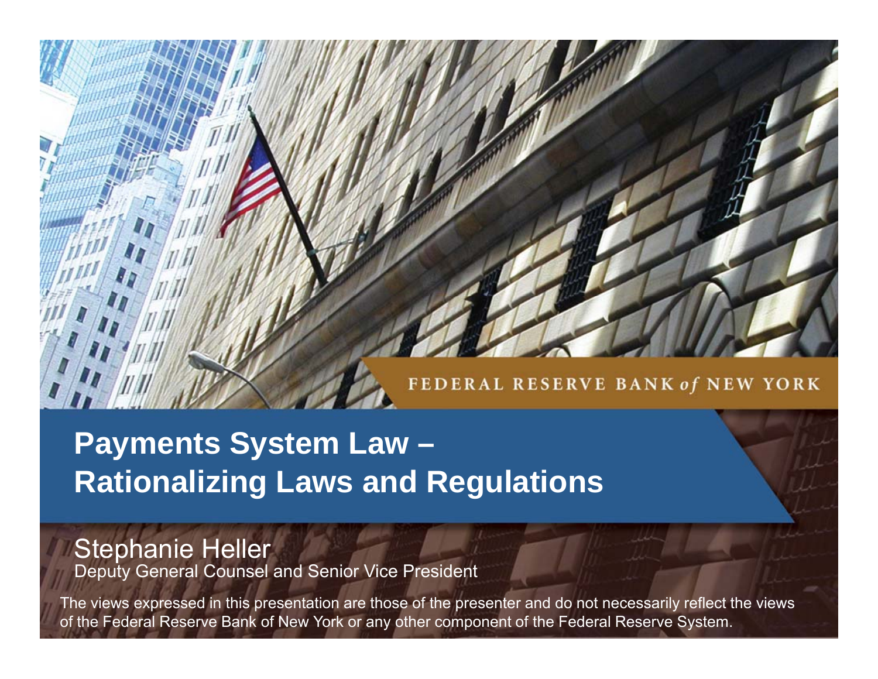FEDERAL RESERVE BANK *of* NEW YORK

# Payments System Law – Rationalizing Laws and Regulations

Stephanie Heller
Deputy General Counsel and Senior Vice President

The views expressed in this presentation are those of the presenter and do not necessarily reflect the views of the Federal Reserve Bank of New York or any other component of the Federal Reserve System.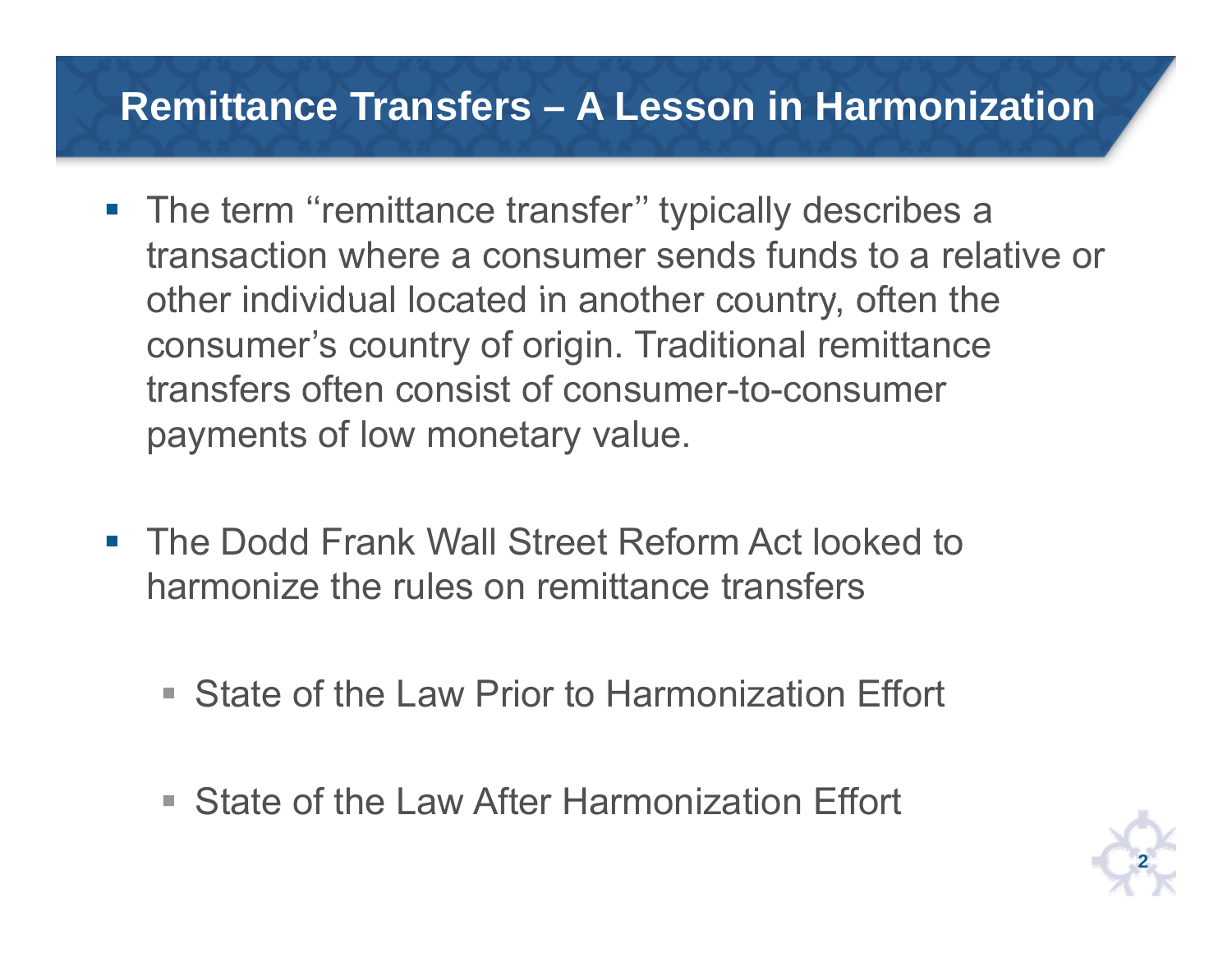# Remittance Transfers – A Lesson in Harmonization

- The term "remittance transfer" typically describes a transaction where a consumer sends funds to a relative or other individual located in another country, often the consumer's country of origin. Traditional remittance transfers often consist of consumer-to-consumer payments of low monetary value.

- The Dodd Frank Wall Street Reform Act looked to harmonize the rules on remittance transfers

  - State of the Law Prior to Harmonization Effort

  - State of the Law After Harmonization Effort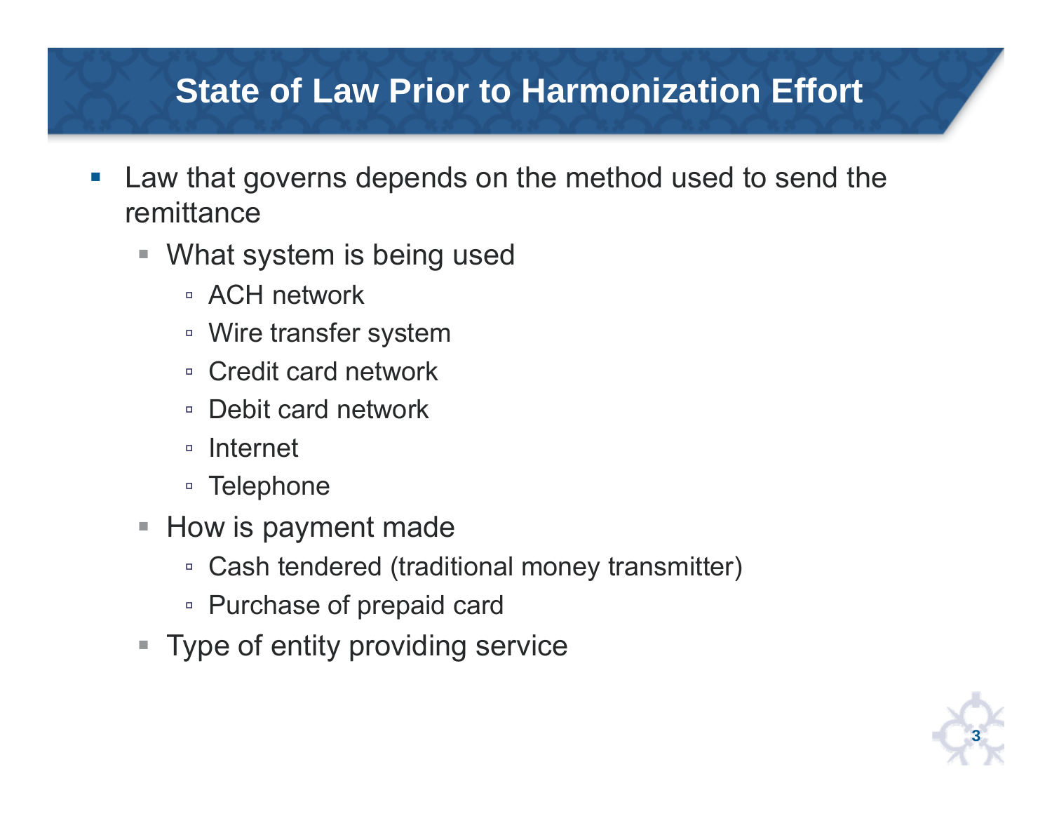# State of Law Prior to Harmonization Effort

- Law that governs depends on the method used to send the remittance
  - What system is being used
    - ACH network
    - Wire transfer system
    - Credit card network
    - Debit card network
    - Internet
    - Telephone
  - How is payment made
    - Cash tendered (traditional money transmitter)
    - Purchase of prepaid card
  - Type of entity providing service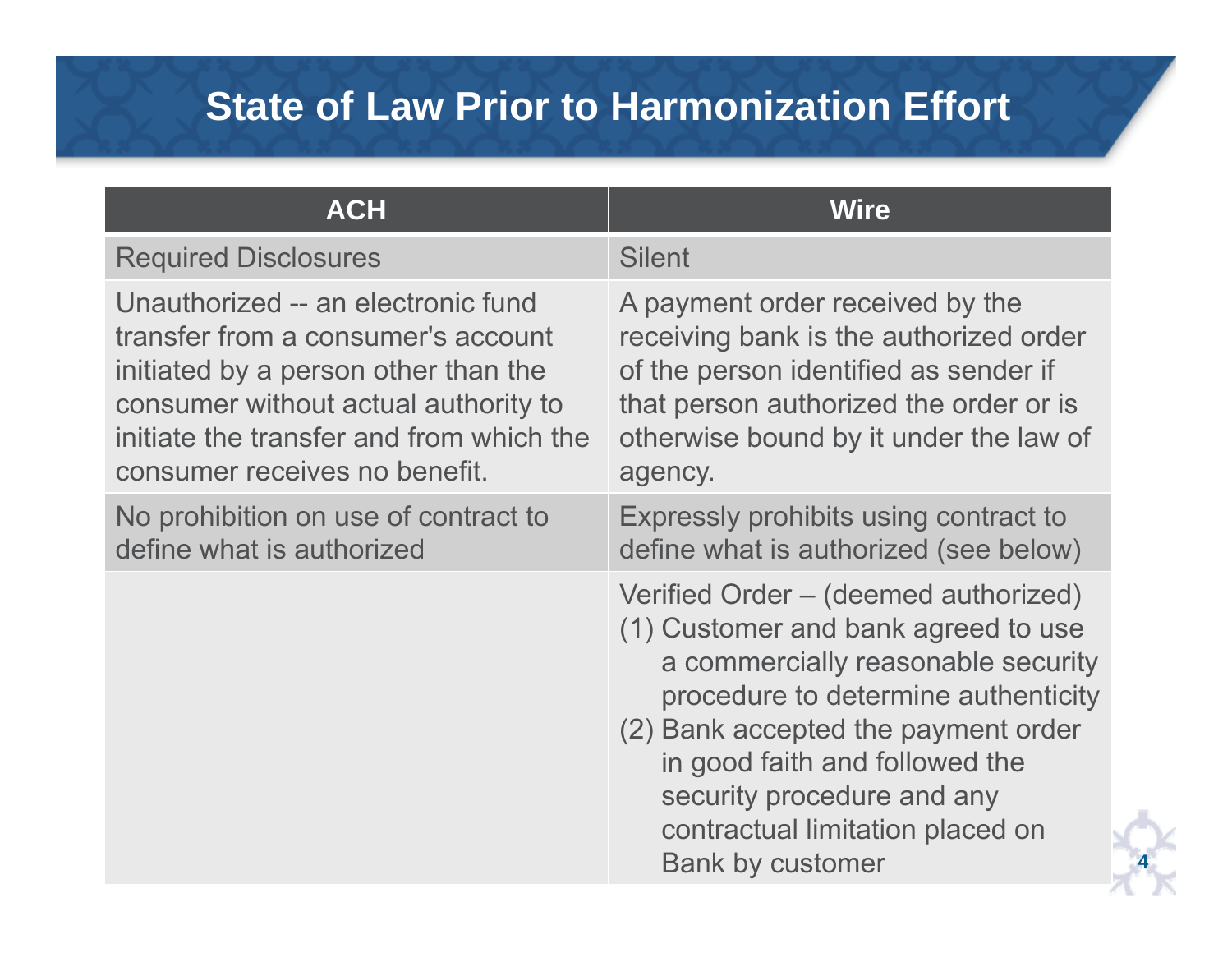# State of Law Prior to Harmonization Effort

| ACH | Wire |
| --- | --- |
| Required Disclosures | Silent |
| Unauthorized -- an electronic fund transfer from a consumer's account initiated by a person other than the consumer without actual authority to initiate the transfer and from which the consumer receives no benefit. | A payment order received by the receiving bank is the authorized order of the person identified as sender if that person authorized the order or is otherwise bound by it under the law of agency. |
| No prohibition on use of contract to define what is authorized | Expressly prohibits using contract to define what is authorized (see below) |
| | Verified Order – (deemed authorized)<br>(1) Customer and bank agreed to use a commercially reasonable security procedure to determine authenticity<br>(2) Bank accepted the payment order in good faith and followed the security procedure and any contractual limitation placed on Bank by customer |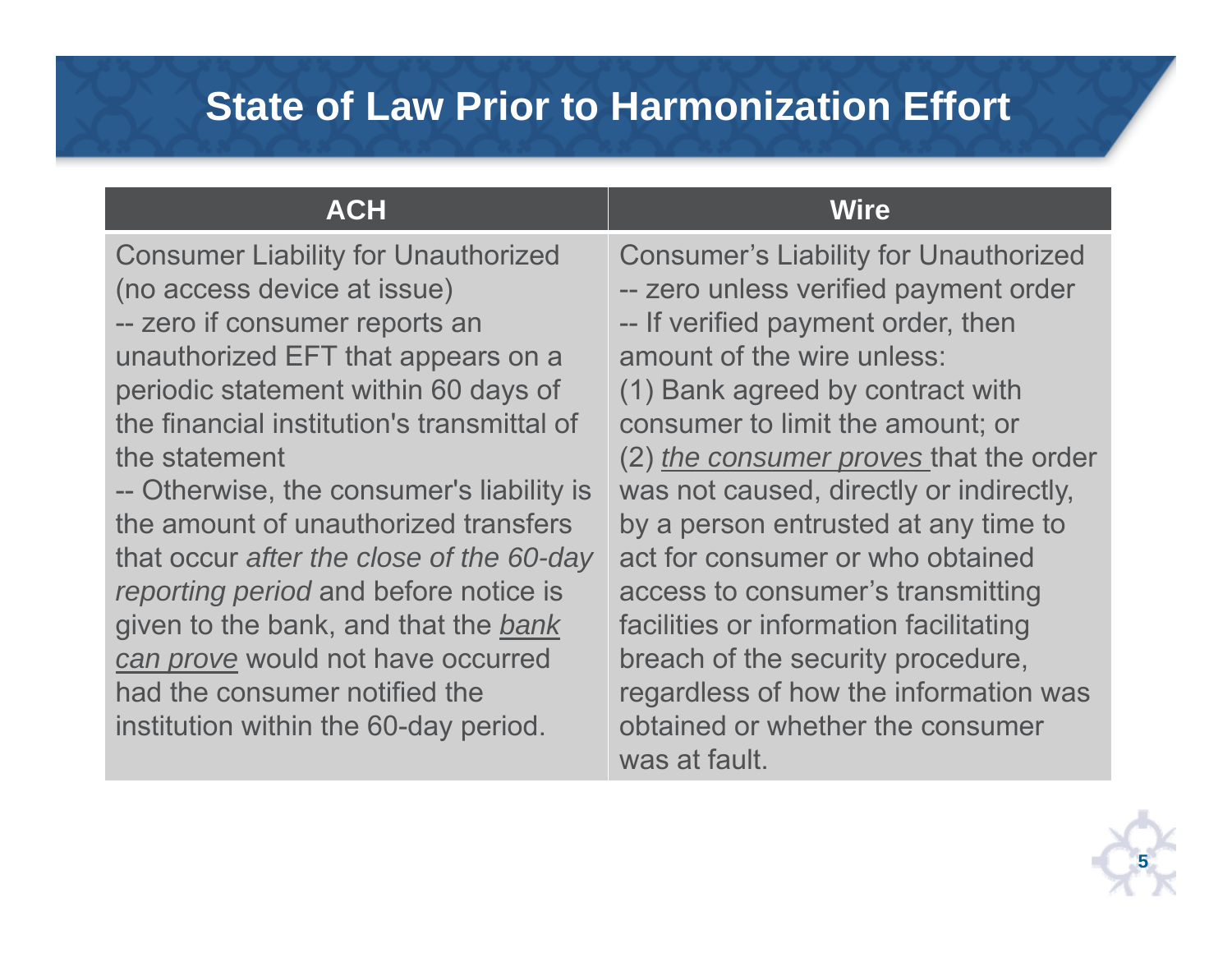# State of Law Prior to Harmonization Effort

| ACH | Wire |
|---|---|
| Consumer Liability for Unauthorized (no access device at issue)<br>-- zero if consumer reports an unauthorized EFT that appears on a periodic statement within 60 days of the financial institution's transmittal of the statement<br>-- Otherwise, the consumer's liability is the amount of unauthorized transfers that occur *after the close of the 60-day reporting period* and before notice is given to the bank, and that the *bank can prove* would not have occurred had the consumer notified the institution within the 60-day period. | Consumer's Liability for Unauthorized<br>-- zero unless verified payment order<br>-- If verified payment order, then amount of the wire unless:<br>(1) Bank agreed by contract with consumer to limit the amount; or<br>(2) *the consumer proves* that the order was not caused, directly or indirectly, by a person entrusted at any time to act for consumer or who obtained access to consumer's transmitting facilities or information facilitating breach of the security procedure, regardless of how the information was obtained or whether the consumer was at fault. |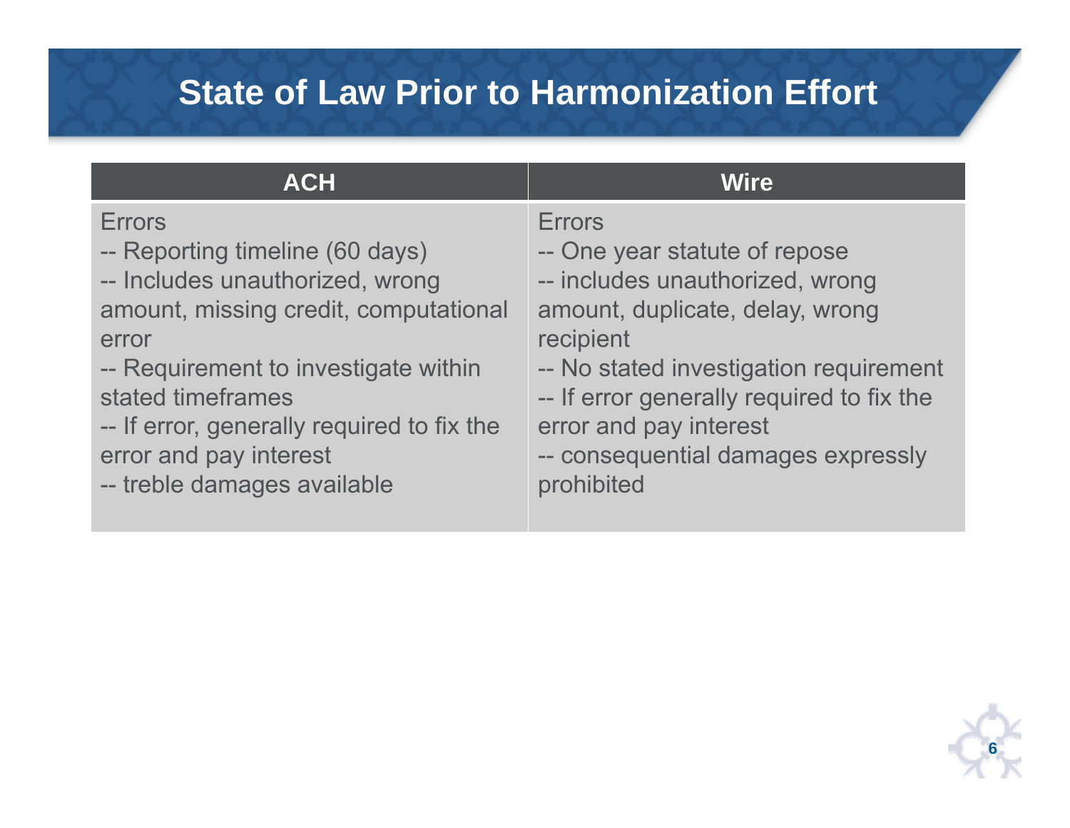# State of Law Prior to Harmonization Effort

| ACH | Wire |
|---|---|
| Errors<br>-- Reporting timeline (60 days)<br>-- Includes unauthorized, wrong amount, missing credit, computational error<br>-- Requirement to investigate within stated timeframes<br>-- If error, generally required to fix the error and pay interest<br>-- treble damages available | Errors<br>-- One year statute of repose<br>-- includes unauthorized, wrong amount, duplicate, delay, wrong recipient<br>-- No stated investigation requirement<br>-- If error generally required to fix the error and pay interest<br>-- consequential damages expressly prohibited |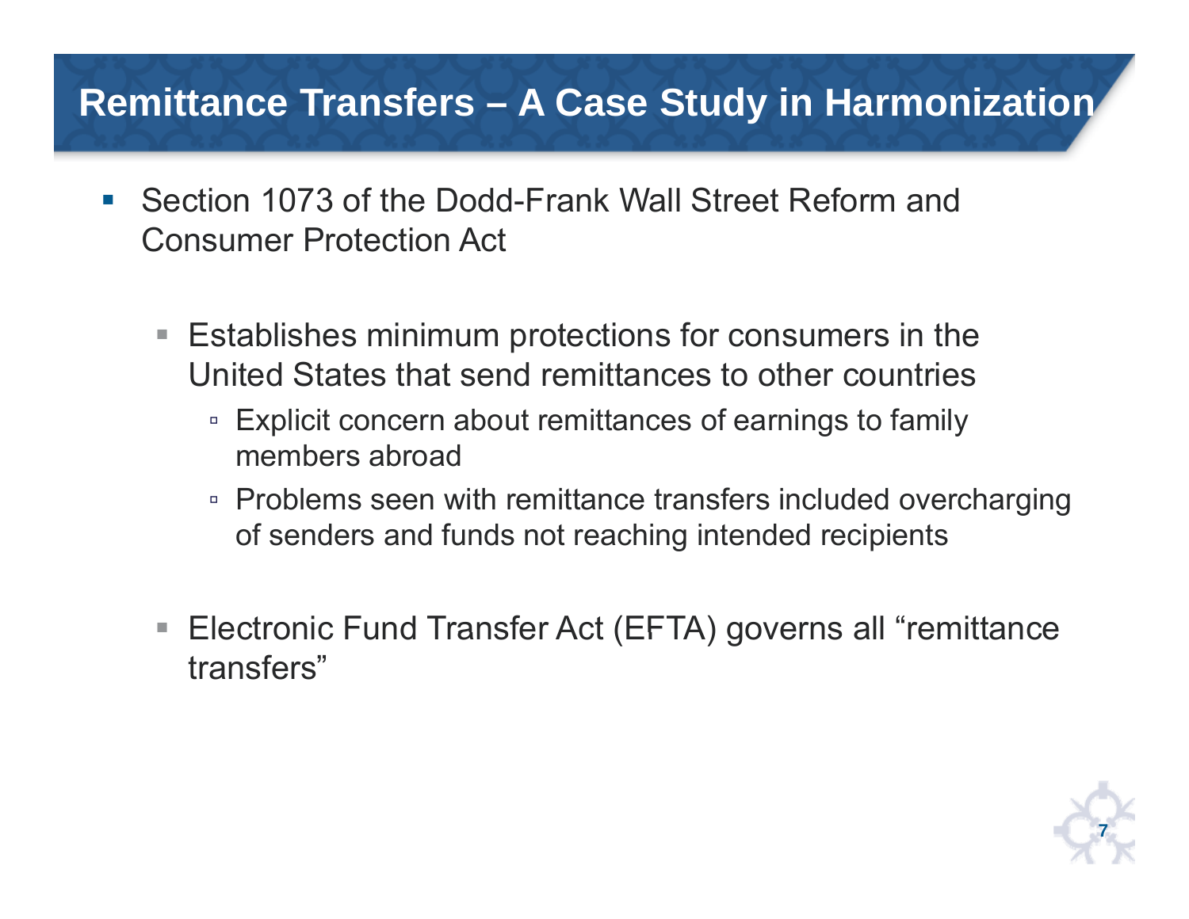# Remittance Transfers – A Case Study in Harmonization

- Section 1073 of the Dodd-Frank Wall Street Reform and Consumer Protection Act
  - Establishes minimum protections for consumers in the United States that send remittances to other countries
    - Explicit concern about remittances of earnings to family members abroad
    - Problems seen with remittance transfers included overcharging of senders and funds not reaching intended recipients
  - Electronic Fund Transfer Act (EFTA) governs all "remittance transfers"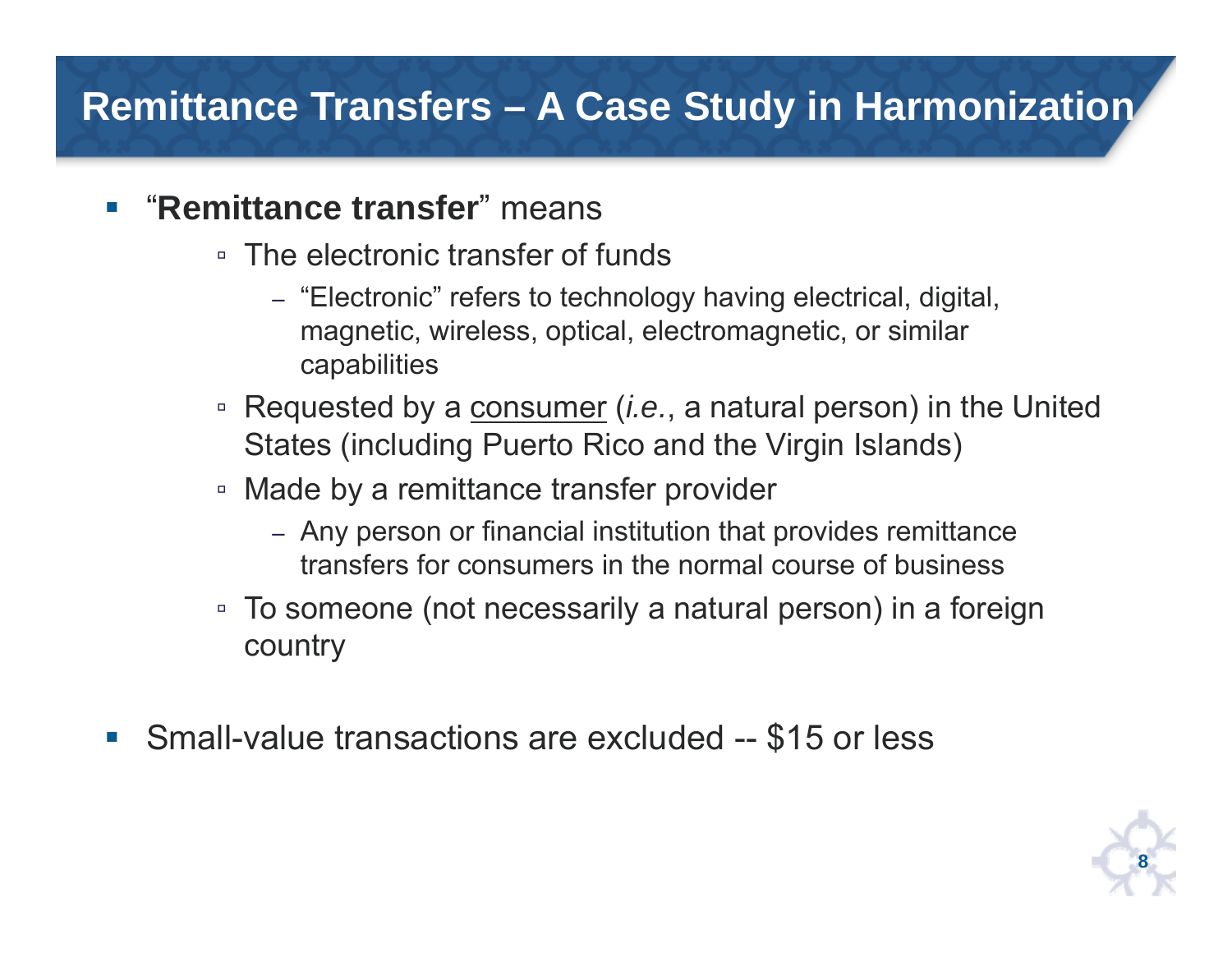# Remittance Transfers – A Case Study in Harmonization

- "**Remittance transfer**" means
  - The electronic transfer of funds
    - "Electronic" refers to technology having electrical, digital, magnetic, wireless, optical, electromagnetic, or similar capabilities
  - Requested by a consumer (*i.e.*, a natural person) in the United States (including Puerto Rico and the Virgin Islands)
  - Made by a remittance transfer provider
    - Any person or financial institution that provides remittance transfers for consumers in the normal course of business
  - To someone (not necessarily a natural person) in a foreign country

- Small-value transactions are excluded -- $15 or less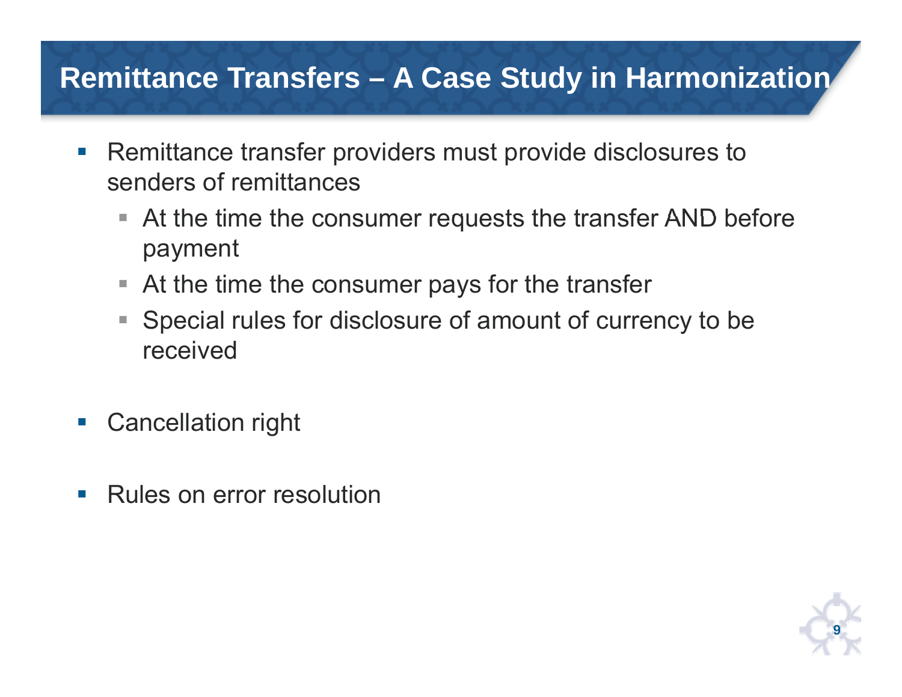# Remittance Transfers – A Case Study in Harmonization

- Remittance transfer providers must provide disclosures to senders of remittances
  - At the time the consumer requests the transfer AND before payment
  - At the time the consumer pays for the transfer
  - Special rules for disclosure of amount of currency to be received
- Cancellation right
- Rules on error resolution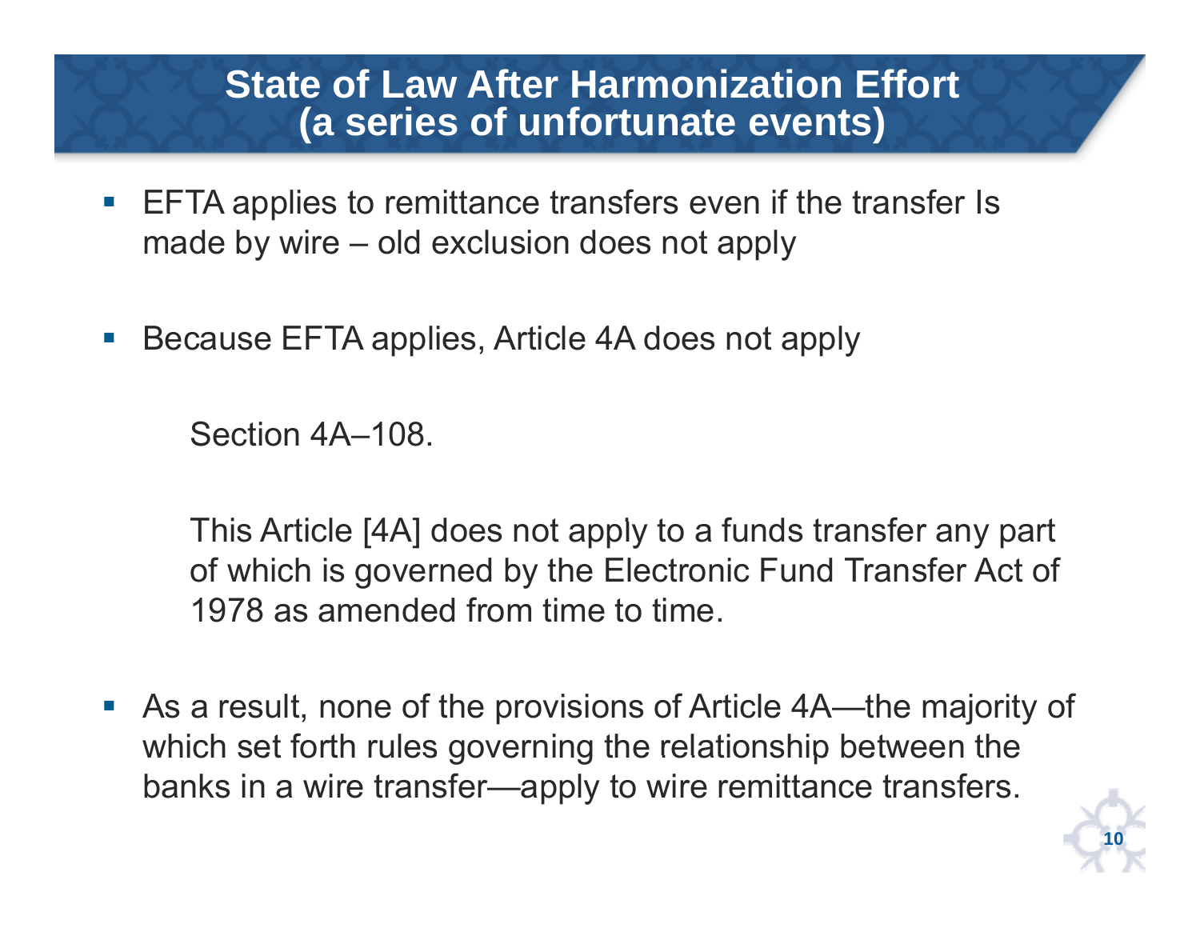# State of Law After Harmonization Effort (a series of unfortunate events)

- EFTA applies to remittance transfers even if the transfer Is made by wire – old exclusion does not apply

- Because EFTA applies, Article 4A does not apply

  Section 4A–108.

  This Article [4A] does not apply to a funds transfer any part of which is governed by the Electronic Fund Transfer Act of 1978 as amended from time to time.

- As a result, none of the provisions of Article 4A—the majority of which set forth rules governing the relationship between the banks in a wire transfer—apply to wire remittance transfers.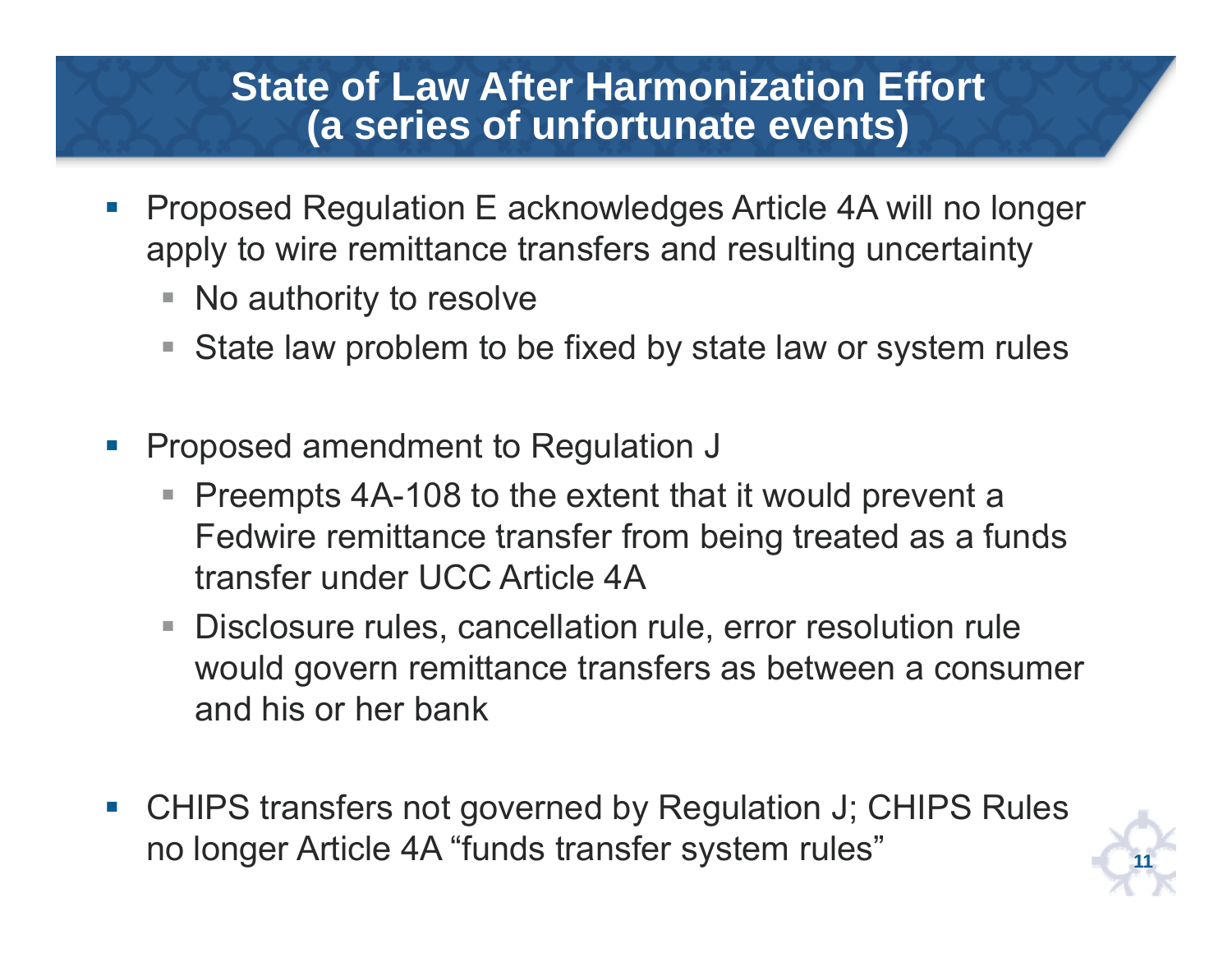# State of Law After Harmonization Effort (a series of unfortunate events)

- Proposed Regulation E acknowledges Article 4A will no longer apply to wire remittance transfers and resulting uncertainty
  - No authority to resolve
  - State law problem to be fixed by state law or system rules

- Proposed amendment to Regulation J
  - Preempts 4A-108 to the extent that it would prevent a Fedwire remittance transfer from being treated as a funds transfer under UCC Article 4A
  - Disclosure rules, cancellation rule, error resolution rule would govern remittance transfers as between a consumer and his or her bank

- CHIPS transfers not governed by Regulation J; CHIPS Rules no longer Article 4A "funds transfer system rules"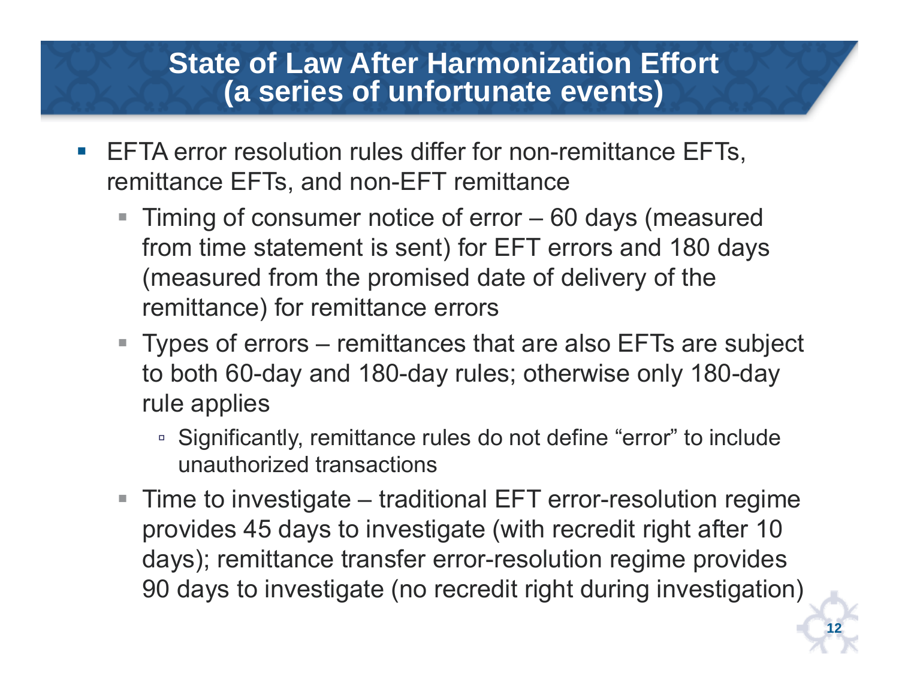# State of Law After Harmonization Effort (a series of unfortunate events)

- EFTA error resolution rules differ for non-remittance EFTs, remittance EFTs, and non-EFT remittance
  - Timing of consumer notice of error – 60 days (measured from time statement is sent) for EFT errors and 180 days (measured from the promised date of delivery of the remittance) for remittance errors
  - Types of errors – remittances that are also EFTs are subject to both 60-day and 180-day rules; otherwise only 180-day rule applies
    - Significantly, remittance rules do not define "error" to include unauthorized transactions
  - Time to investigate – traditional EFT error-resolution regime provides 45 days to investigate (with recredit right after 10 days); remittance transfer error-resolution regime provides 90 days to investigate (no recredit right during investigation)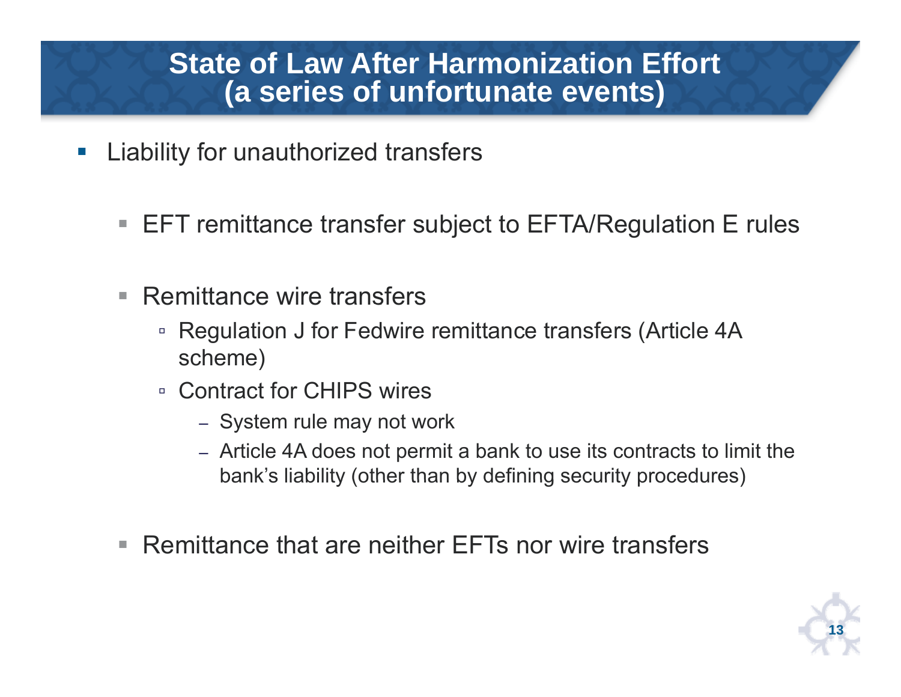# State of Law After Harmonization Effort (a series of unfortunate events)

- Liability for unauthorized transfers
  - EFT remittance transfer subject to EFTA/Regulation E rules
  - Remittance wire transfers
    - Regulation J for Fedwire remittance transfers (Article 4A scheme)
    - Contract for CHIPS wires
      - System rule may not work
      - Article 4A does not permit a bank to use its contracts to limit the bank's liability (other than by defining security procedures)
  - Remittance that are neither EFTs nor wire transfers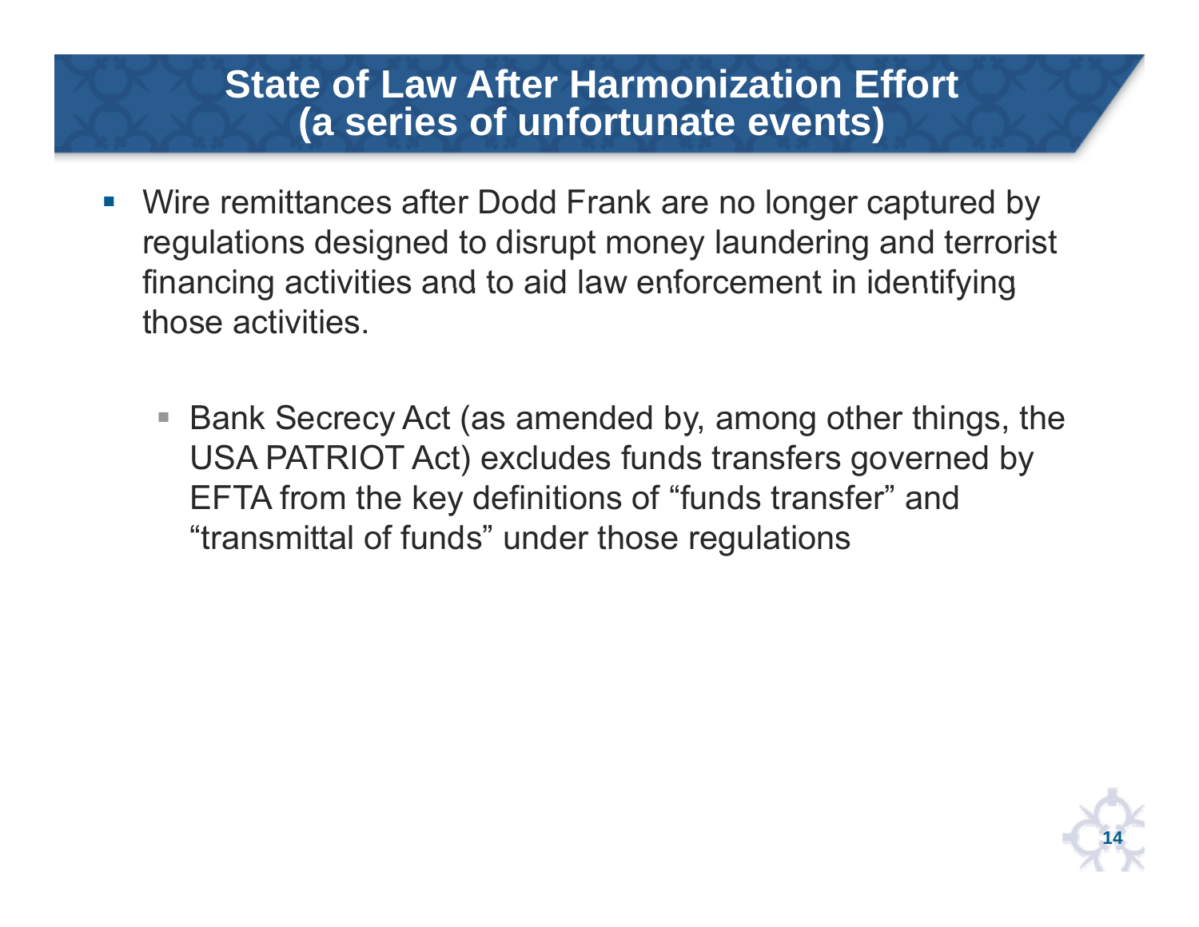# State of Law After Harmonization Effort (a series of unfortunate events)

- Wire remittances after Dodd Frank are no longer captured by regulations designed to disrupt money laundering and terrorist financing activities and to aid law enforcement in identifying those activities.
  - Bank Secrecy Act (as amended by, among other things, the USA PATRIOT Act) excludes funds transfers governed by EFTA from the key definitions of "funds transfer" and "transmittal of funds" under those regulations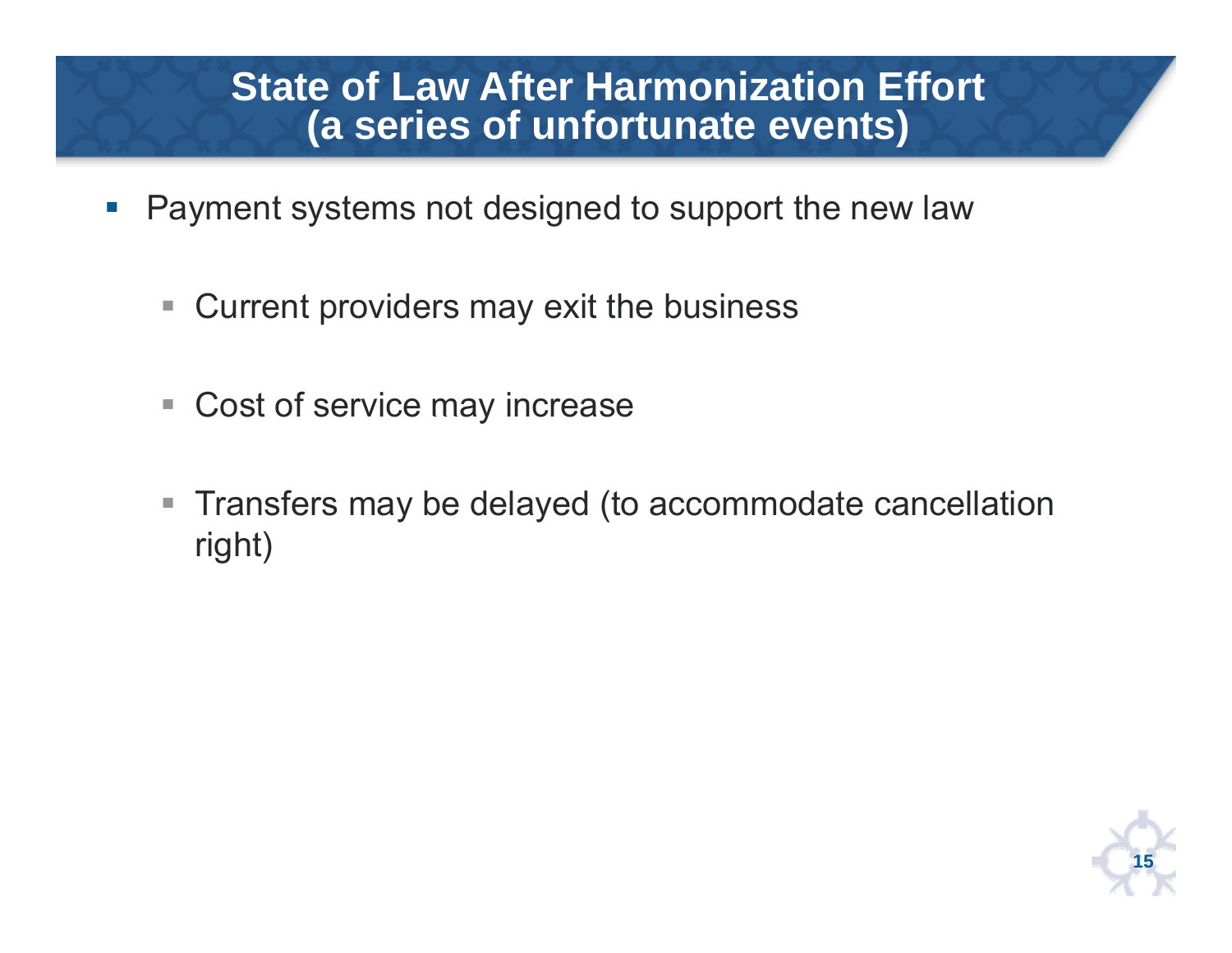# State of Law After Harmonization Effort (a series of unfortunate events)

- Payment systems not designed to support the new law
  - Current providers may exit the business
  - Cost of service may increase
  - Transfers may be delayed (to accommodate cancellation right)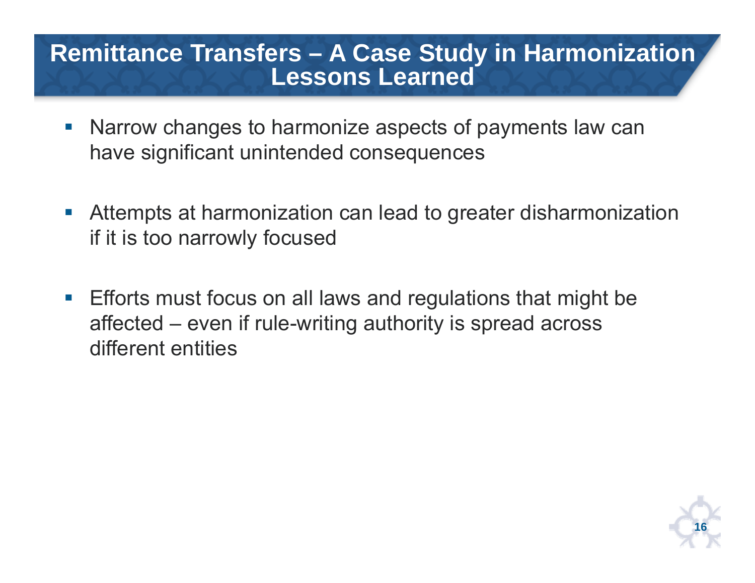# Remittance Transfers – A Case Study in Harmonization Lessons Learned

- Narrow changes to harmonize aspects of payments law can have significant unintended consequences
- Attempts at harmonization can lead to greater disharmonization if it is too narrowly focused
- Efforts must focus on all laws and regulations that might be affected – even if rule-writing authority is spread across different entities